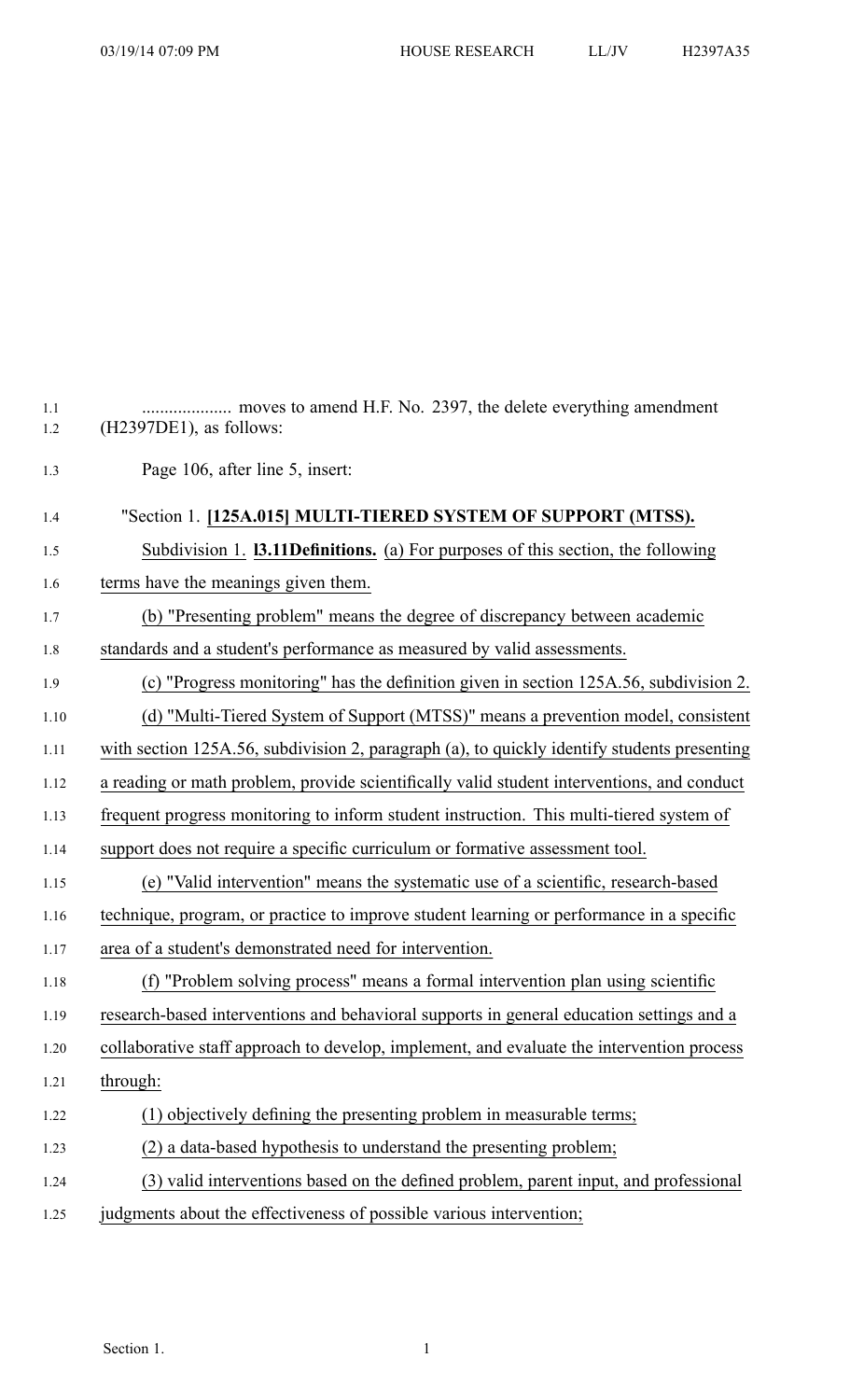.................... moves to amend H.F. No. 2397, the delete everything amendment (H2397DE1), as follows:

Page 106, after line 5, insert:

"Section 1. **[125A.015] MULTI-TIERED SYSTEM OF SUPPORT (MTSS).**

Subdivision 1. **l3.11Definitions.** (a) For purposes of this section, the following terms have the meanings given them.

(b) "Presenting problem" means the degree of discrepancy between academic standards and a student's performance as measured by valid assessments.

(c) "Progress monitoring" has the definition given in section 125A.56, subdivision 2.

(d) "Multi-Tiered System of Support (MTSS)" means a prevention model, consistent with section 125A.56, subdivision 2, paragraph (a), to quickly identify students presenting a reading or math problem, provide scientifically valid student interventions, and conduct frequent progress monitoring to inform student instruction. This multi-tiered system of support does not require a specific curriculum or formative assessment tool.

(e) "Valid intervention" means the systematic use of a scientific, research-based technique, program, or practice to improve student learning or performance in a specific area of a student's demonstrated need for intervention.

(f) "Problem solving process" means a formal intervention plan using scientific research-based interventions and behavioral supports in general education settings and a collaborative staff approach to develop, implement, and evaluate the intervention process through:

(1) objectively defining the presenting problem in measurable terms;

(2) a data-based hypothesis to understand the presenting problem;

(3) valid interventions based on the defined problem, parent input, and professional judgments about the effectiveness of possible various intervention;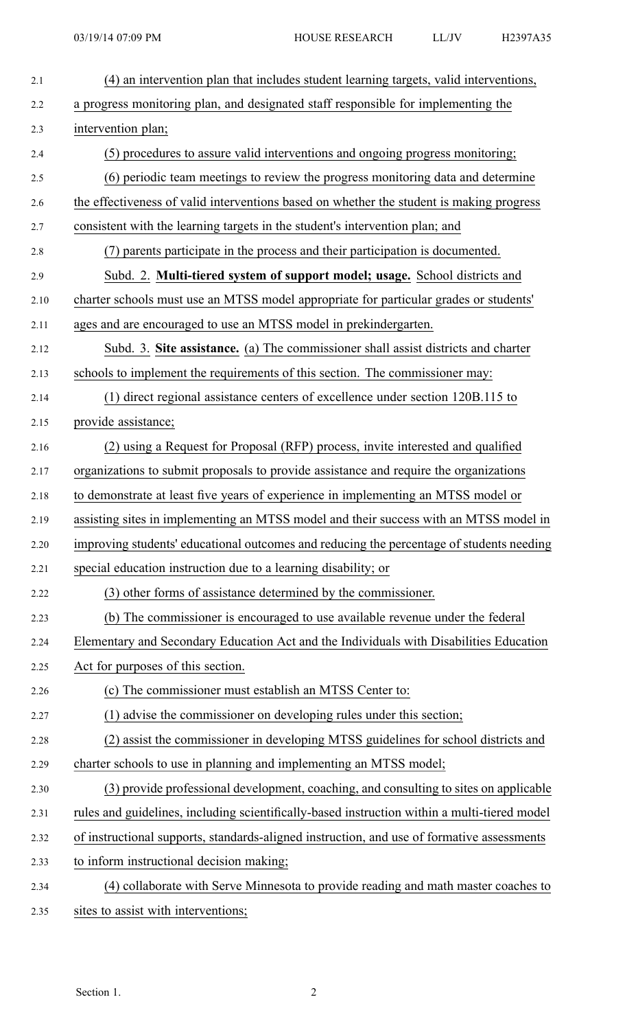(4) an intervention plan that includes student learning targets, valid interventions, a progress monitoring plan, and designated staff responsible for implementing the intervention plan;

(5) procedures to assure valid interventions and ongoing progress monitoring;

(6) periodic team meetings to review the progress monitoring data and determine the effectiveness of valid interventions based on whether the student is making progress consistent with the learning targets in the student's intervention plan; and

(7) parents participate in the process and their participation is documented.

Subd. 2. **Multi-tiered system of support model; usage.** School districts and charter schools must use an MTSS model appropriate for particular grades or students' ages and are encouraged to use an MTSS model in prekindergarten.

Subd. 3. **Site assistance.** (a) The commissioner shall assist districts and charter schools to implement the requirements of this section. The commissioner may:

(1) direct regional assistance centers of excellence under section 120B.115 to provide assistance;

(2) using a Request for Proposal (RFP) process, invite interested and qualified organizations to submit proposals to provide assistance and require the organizations to demonstrate at least five years of experience in implementing an MTSS model or assisting sites in implementing an MTSS model and their success with an MTSS model in improving students' educational outcomes and reducing the percentage of students needing special education instruction due to a learning disability; or

(3) other forms of assistance determined by the commissioner.

(b) The commissioner is encouraged to use available revenue under the federal Elementary and Secondary Education Act and the Individuals with Disabilities Education Act for purposes of this section.

(c) The commissioner must establish an MTSS Center to:

(1) advise the commissioner on developing rules under this section;

(2) assist the commissioner in developing MTSS guidelines for school districts and charter schools to use in planning and implementing an MTSS model;

(3) provide professional development, coaching, and consulting to sites on applicable rules and guidelines, including scientifically-based instruction within a multi-tiered model of instructional supports, standards-aligned instruction, and use of formative assessments to inform instructional decision making;

(4) collaborate with Serve Minnesota to provide reading and math master coaches to sites to assist with interventions;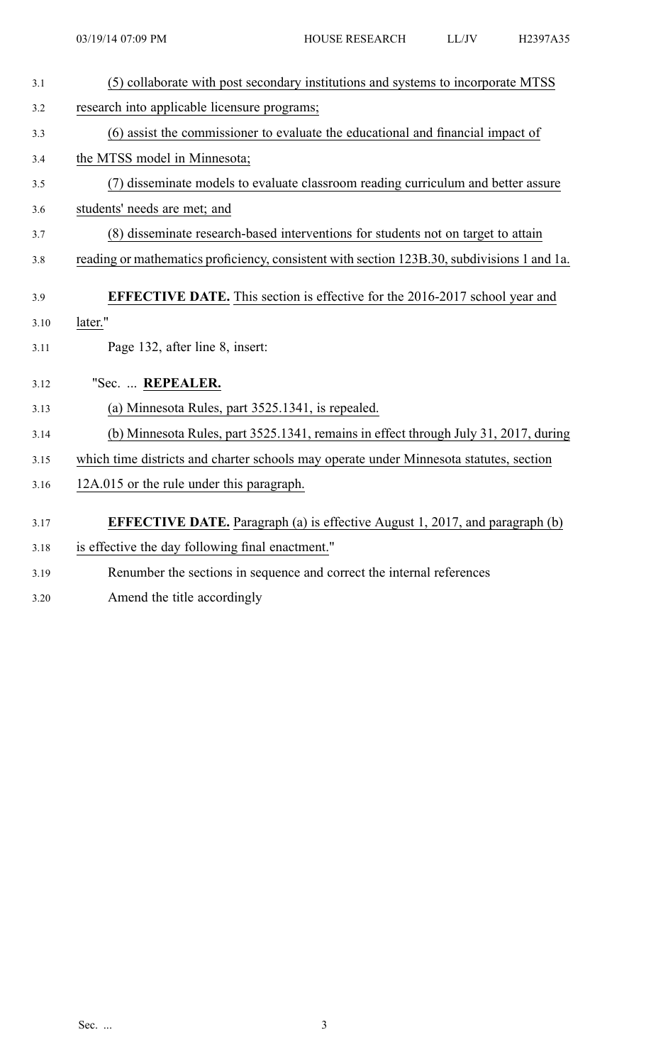(5) collaborate with post secondary institutions and systems to incorporate MTSS research into applicable licensure programs;

(6) assist the commissioner to evaluate the educational and financial impact of the MTSS model in Minnesota;

(7) disseminate models to evaluate classroom reading curriculum and better assure students' needs are met; and

(8) disseminate research-based interventions for students not on target to attain reading or mathematics proficiency, consistent with section 123B.30, subdivisions 1 and 1a.

**EFFECTIVE DATE.** This section is effective for the 2016-2017 school year and later."

Page 132, after line 8, insert:

"Sec. ... **REPEALER.**

(a) Minnesota Rules, part 3525.1341, is repealed.

(b) Minnesota Rules, part 3525.1341, remains in effect through July 31, 2017, during which time districts and charter schools may operate under Minnesota statutes, section 12A.015 or the rule under this paragraph.

**EFFECTIVE DATE.** Paragraph (a) is effective August 1, 2017, and paragraph (b) is effective the day following final enactment."

Renumber the sections in sequence and correct the internal references

Amend the title accordingly